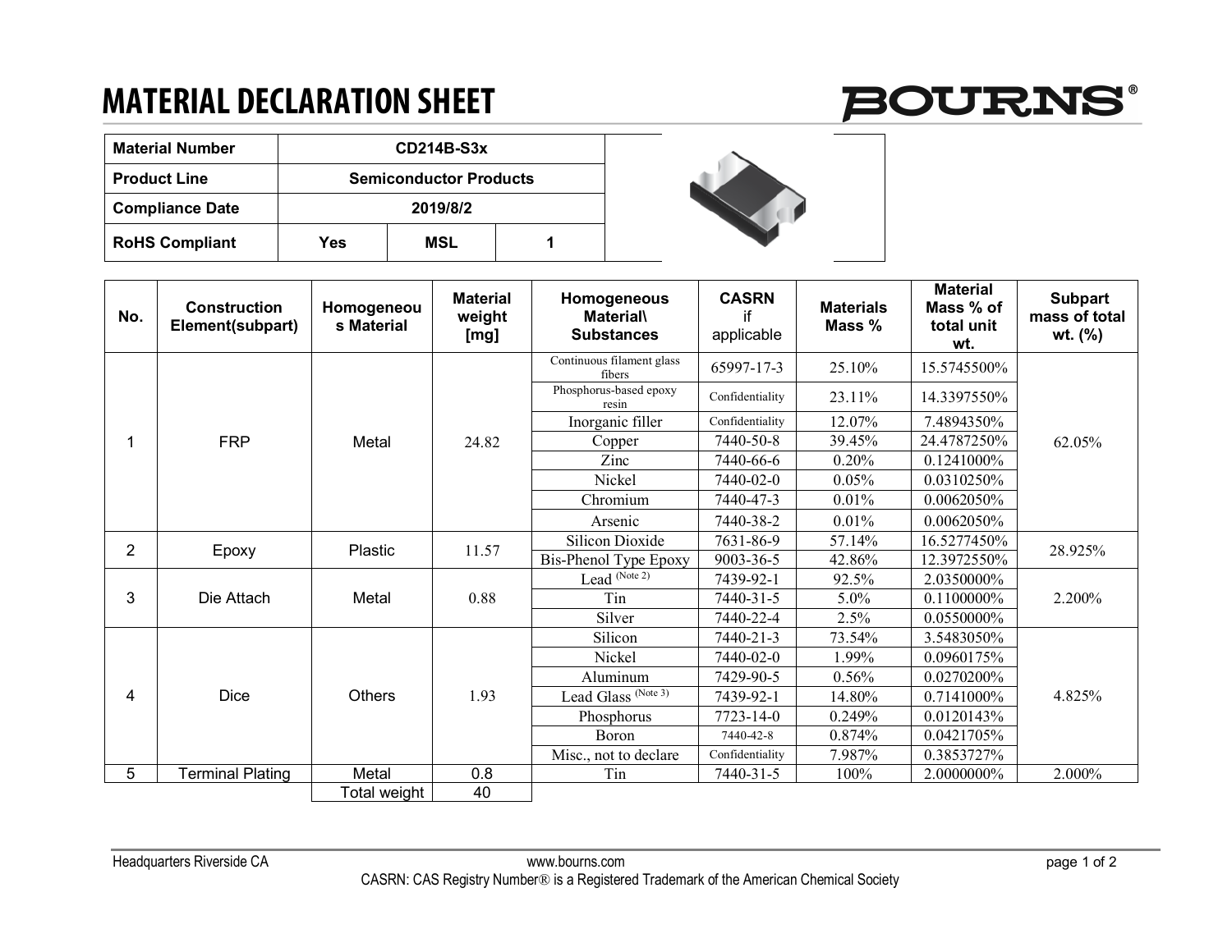# MATERIAL DECLARATION SHEET

| Material Number | CD214B-S3x | | |
|---|---|---|---|
| Product Line | Semiconductor Products | | |
| Compliance Date | 2019/8/2 | | |
| RoHS Compliant | Yes | MSL | 1 |

| No. | Construction Element(subpart) | Homogeneous Material | Material weight [mg] | Homogeneous Material\ Substances | CASRN if applicable | Materials Mass % | Material Mass % of total unit wt. | Subpart mass of total wt. (%) |
|---|---|---|---|---|---|---|---|---|
| 1 | FRP | Metal | 24.82 | Continuous filament glass fibers | 65997-17-3 | 25.10% | 15.5745500% | 62.05% |
| | | | | Phosphorus-based epoxy resin | Confidentiality | 23.11% | 14.3397550% | |
| | | | | Inorganic filler | Confidentiality | 12.07% | 7.4894350% | |
| | | | | Copper | 7440-50-8 | 39.45% | 24.4787250% | |
| | | | | Zinc | 7440-66-6 | 0.20% | 0.1241000% | |
| | | | | Nickel | 7440-02-0 | 0.05% | 0.0310250% | |
| | | | | Chromium | 7440-47-3 | 0.01% | 0.0062050% | |
| | | | | Arsenic | 7440-38-2 | 0.01% | 0.0062050% | |
| 2 | Epoxy | Plastic | 11.57 | Silicon Dioxide | 7631-86-9 | 57.14% | 16.5277450% | 28.925% |
| | | | | Bis-Phenol Type Epoxy | 9003-36-5 | 42.86% | 12.3972550% | |
| 3 | Die Attach | Metal | 0.88 | Lead (Note 2) | 7439-92-1 | 92.5% | 2.0350000% | 2.200% |
| | | | | Tin | 7440-31-5 | 5.0% | 0.1100000% | |
| | | | | Silver | 7440-22-4 | 2.5% | 0.0550000% | |
| 4 | Dice | Others | 1.93 | Silicon | 7440-21-3 | 73.54% | 3.5483050% | 4.825% |
| | | | | Nickel | 7440-02-0 | 1.99% | 0.0960175% | |
| | | | | Aluminum | 7429-90-5 | 0.56% | 0.0270200% | |
| | | | | Lead Glass (Note 3) | 7439-92-1 | 14.80% | 0.7141000% | |
| | | | | Phosphorus | 7723-14-0 | 0.249% | 0.0120143% | |
| | | | | Boron | 7440-42-8 | 0.874% | 0.0421705% | |
| | | | | Misc., not to declare | Confidentiality | 7.987% | 0.3853727% | |
| 5 | Terminal Plating | Metal | 0.8 | Tin | 7440-31-5 | 100% | 2.0000000% | 2.000% |
| | | Total weight | 40 | | | | | |

Headquarters Riverside CA www.bourns.com

CASRN: CAS Registry Number® is a Registered Trademark of the American Chemical Society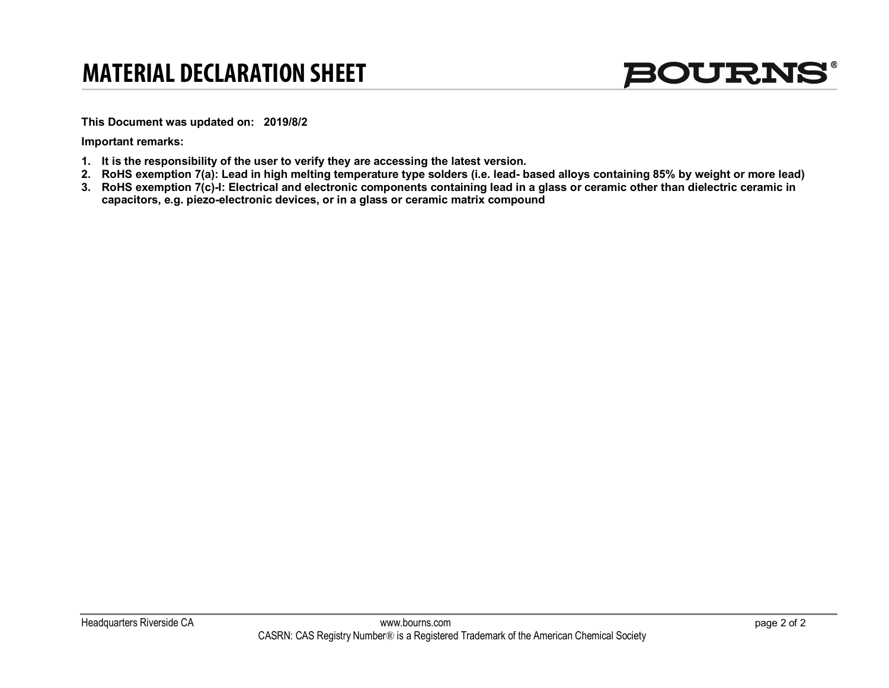# MATERIAL DECLARATION SHEET

**This Document was updated on: 2019/8/2**

**Important remarks:**

1. **It is the responsibility of the user to verify they are accessing the latest version.**
2. **RoHS exemption 7(a): Lead in high melting temperature type solders (i.e. lead- based alloys containing 85% by weight or more lead)**
3. **RoHS exemption 7(c)-I: Electrical and electronic components containing lead in a glass or ceramic other than dielectric ceramic in capacitors, e.g. piezo-electronic devices, or in a glass or ceramic matrix compound**

CASRN: CAS Registry Number® is a Registered Trademark of the American Chemical Society